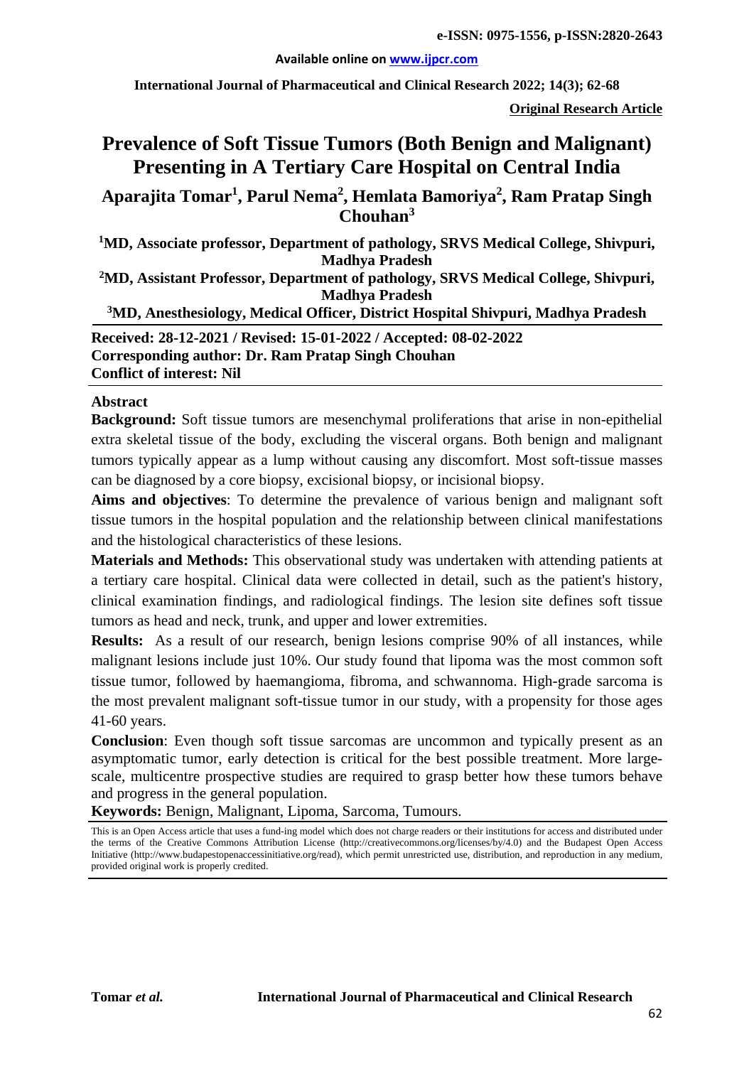**Original Research Article**

# Prevalence of Soft Tissue Tumors (Both Benign and Malignant) Presenting in A Tertiary Care Hospital on Central India

**Aparajita Tomar[1], Parul Nema[2], Hemlata Bamoriya[2], Ram Pratap Singh Chouhan[3]**

[1]MD, Associate professor, Department of pathology, SRVS Medical College, Shivpuri, Madhya Pradesh

[2]MD, Assistant Professor, Department of pathology, SRVS Medical College, Shivpuri, Madhya Pradesh

[3]MD, Anesthesiology, Medical Officer, District Hospital Shivpuri, Madhya Pradesh

**Received: 28-12-2021 / Revised: 15-01-2022 / Accepted: 08-02-2022**
**Corresponding author: Dr. Ram Pratap Singh Chouhan**
**Conflict of interest: Nil**

## Abstract

**Background:** Soft tissue tumors are mesenchymal proliferations that arise in non-epithelial extra skeletal tissue of the body, excluding the visceral organs. Both benign and malignant tumors typically appear as a lump without causing any discomfort. Most soft-tissue masses can be diagnosed by a core biopsy, excisional biopsy, or incisional biopsy.

**Aims and objectives**: To determine the prevalence of various benign and malignant soft tissue tumors in the hospital population and the relationship between clinical manifestations and the histological characteristics of these lesions.

**Materials and Methods:** This observational study was undertaken with attending patients at a tertiary care hospital. Clinical data were collected in detail, such as the patient's history, clinical examination findings, and radiological findings. The lesion site defines soft tissue tumors as head and neck, trunk, and upper and lower extremities.

**Results:** As a result of our research, benign lesions comprise 90% of all instances, while malignant lesions include just 10%. Our study found that lipoma was the most common soft tissue tumor, followed by haemangioma, fibroma, and schwannoma. High-grade sarcoma is the most prevalent malignant soft-tissue tumor in our study, with a propensity for those ages 41-60 years.

**Conclusion**: Even though soft tissue sarcomas are uncommon and typically present as an asymptomatic tumor, early detection is critical for the best possible treatment. More large-scale, multicentre prospective studies are required to grasp better how these tumors behave and progress in the general population.

**Keywords:** Benign, Malignant, Lipoma, Sarcoma, Tumours.

This is an Open Access article that uses a fund-ing model which does not charge readers or their institutions for access and distributed under the terms of the Creative Commons Attribution License (http://creativecommons.org/licenses/by/4.0) and the Budapest Open Access Initiative (http://www.budapestopenaccessinitiative.org/read), which permit unrestricted use, distribution, and reproduction in any medium, provided original work is properly credited.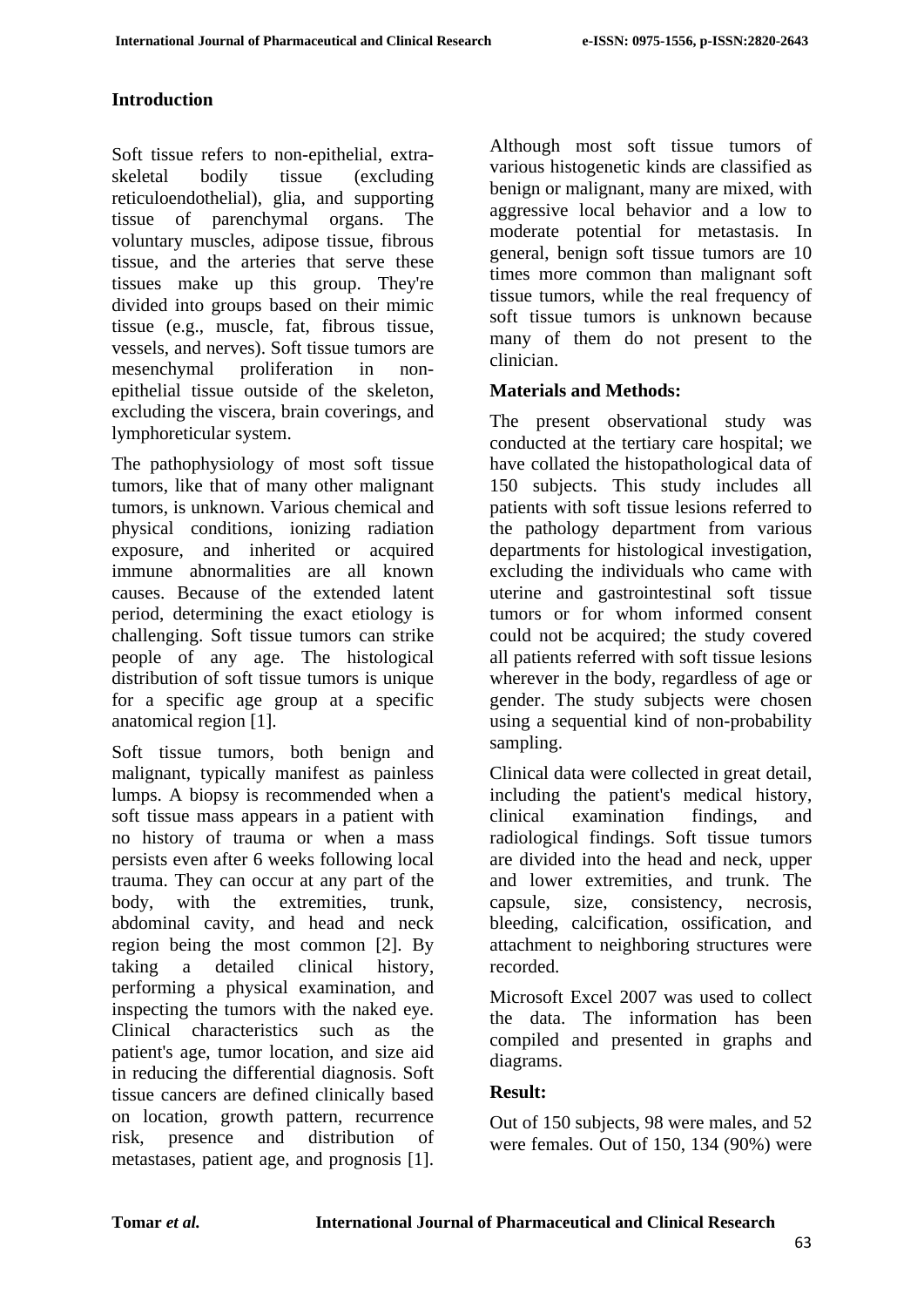## Introduction

Soft tissue refers to non-epithelial, extra-skeletal bodily tissue (excluding reticuloendothelial), glia, and supporting tissue of parenchymal organs. The voluntary muscles, adipose tissue, fibrous tissue, and the arteries that serve these tissues make up this group. They're divided into groups based on their mimic tissue (e.g., muscle, fat, fibrous tissue, vessels, and nerves). Soft tissue tumors are mesenchymal proliferation in non-epithelial tissue outside of the skeleton, excluding the viscera, brain coverings, and lymphoreticular system.

The pathophysiology of most soft tissue tumors, like that of many other malignant tumors, is unknown. Various chemical and physical conditions, ionizing radiation exposure, and inherited or acquired immune abnormalities are all known causes. Because of the extended latent period, determining the exact etiology is challenging. Soft tissue tumors can strike people of any age. The histological distribution of soft tissue tumors is unique for a specific age group at a specific anatomical region [1].

Soft tissue tumors, both benign and malignant, typically manifest as painless lumps. A biopsy is recommended when a soft tissue mass appears in a patient with no history of trauma or when a mass persists even after 6 weeks following local trauma. They can occur at any part of the body, with the extremities, trunk, abdominal cavity, and head and neck region being the most common [2]. By taking a detailed clinical history, performing a physical examination, and inspecting the tumors with the naked eye. Clinical characteristics such as the patient's age, tumor location, and size aid in reducing the differential diagnosis. Soft tissue cancers are defined clinically based on location, growth pattern, recurrence risk, presence and distribution of metastases, patient age, and prognosis [1].

Although most soft tissue tumors of various histogenetic kinds are classified as benign or malignant, many are mixed, with aggressive local behavior and a low to moderate potential for metastasis. In general, benign soft tissue tumors are 10 times more common than malignant soft tissue tumors, while the real frequency of soft tissue tumors is unknown because many of them do not present to the clinician.

## Materials and Methods:

The present observational study was conducted at the tertiary care hospital; we have collated the histopathological data of 150 subjects. This study includes all patients with soft tissue lesions referred to the pathology department from various departments for histological investigation, excluding the individuals who came with uterine and gastrointestinal soft tissue tumors or for whom informed consent could not be acquired; the study covered all patients referred with soft tissue lesions wherever in the body, regardless of age or gender. The study subjects were chosen using a sequential kind of non-probability sampling.

Clinical data were collected in great detail, including the patient's medical history, clinical examination findings, and radiological findings. Soft tissue tumors are divided into the head and neck, upper and lower extremities, and trunk. The capsule, size, consistency, necrosis, bleeding, calcification, ossification, and attachment to neighboring structures were recorded.

Microsoft Excel 2007 was used to collect the data. The information has been compiled and presented in graphs and diagrams.

## Result:

Out of 150 subjects, 98 were males, and 52 were females. Out of 150, 134 (90%) were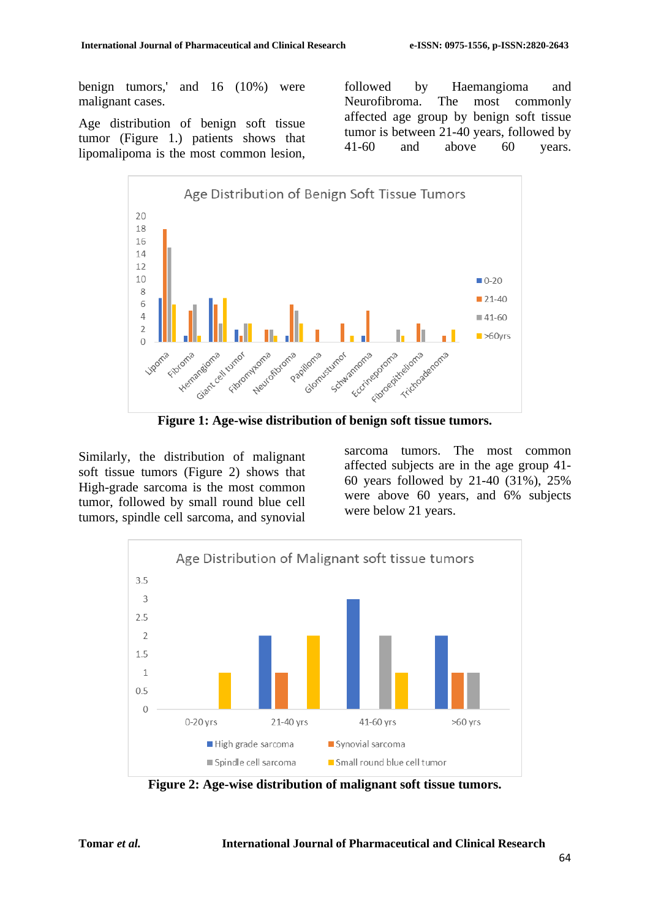benign tumors,' and 16 (10%) were malignant cases.

Age distribution of benign soft tissue tumor (Figure 1.) patients shows that lipomalipoma is the most common lesion, followed by Haemangioma and Neurofibroma. The most commonly affected age group by benign soft tissue tumor is between 21-40 years, followed by 41-60 and above 60 years.

**Figure 1: Age-wise distribution of benign soft tissue tumors.**

Similarly, the distribution of malignant soft tissue tumors (Figure 2) shows that High-grade sarcoma is the most common tumor, followed by small round blue cell tumors, spindle cell sarcoma, and synovial sarcoma tumors. The most common affected subjects are in the age group 41-60 years followed by 21-40 (31%), 25% were above 60 years, and 6% subjects were below 21 years.

**Figure 2: Age-wise distribution of malignant soft tissue tumors.**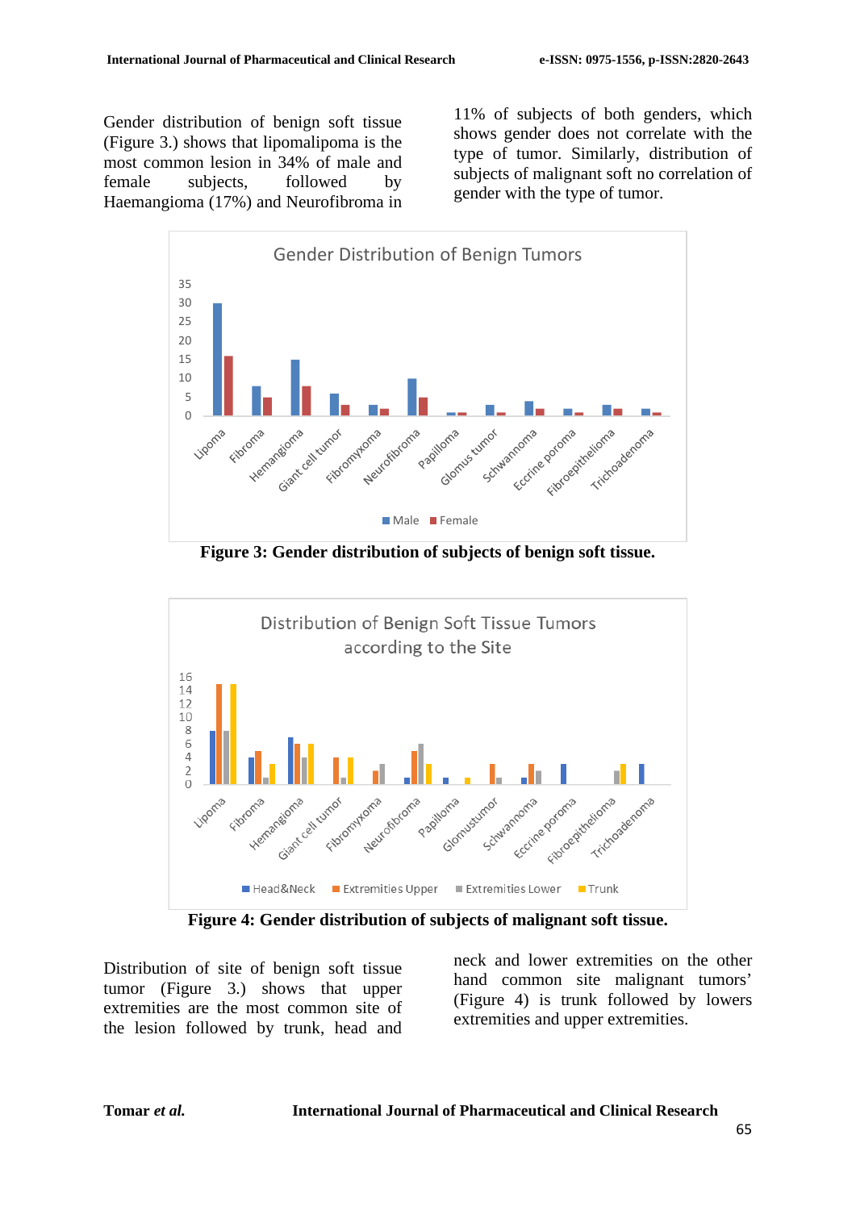Gender distribution of benign soft tissue (Figure 3.) shows that lipomalipoma is the most common lesion in 34% of male and female subjects, followed by Haemangioma (17%) and Neurofibroma in 11% of subjects of both genders, which shows gender does not correlate with the type of tumor. Similarly, distribution of subjects of malignant soft no correlation of gender with the type of tumor.

**Figure 3: Gender distribution of subjects of benign soft tissue.**

**Figure 4: Gender distribution of subjects of malignant soft tissue.**

Distribution of site of benign soft tissue tumor (Figure 3.) shows that upper extremities are the most common site of the lesion followed by trunk, head and neck and lower extremities on the other hand common site malignant tumors' (Figure 4) is trunk followed by lowers extremities and upper extremities.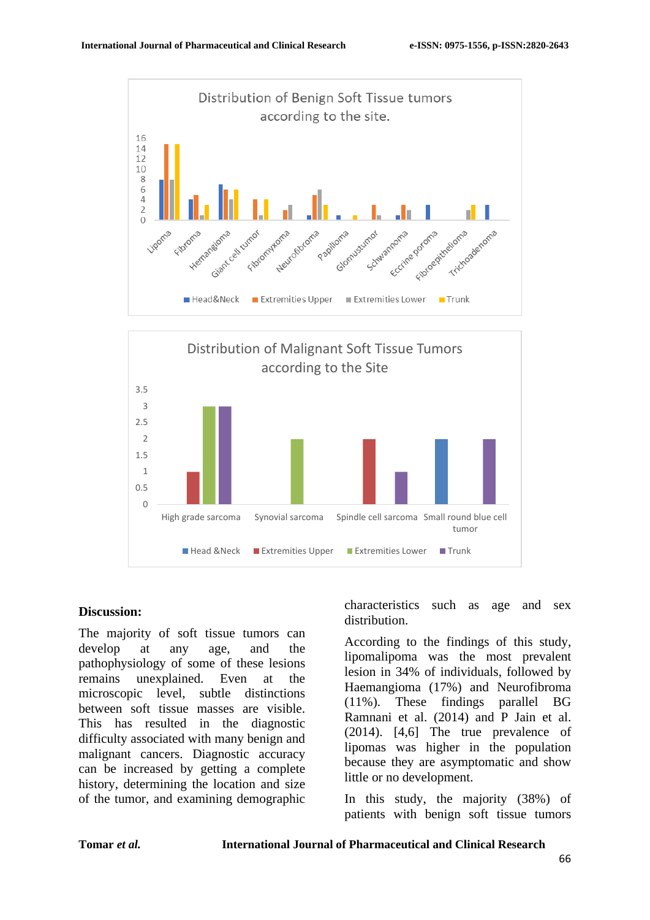Distribution of Benign Soft Tissue tumors according to the site.

Distribution of Malignant Soft Tissue Tumors according to the Site

## Discussion:

The majority of soft tissue tumors can develop at any age, and the pathophysiology of some of these lesions remains unexplained. Even at the microscopic level, subtle distinctions between soft tissue masses are visible. This has resulted in the diagnostic difficulty associated with many benign and malignant cancers. Diagnostic accuracy can be increased by getting a complete history, determining the location and size of the tumor, and examining demographic characteristics such as age and sex distribution.

According to the findings of this study, lipomalipoma was the most prevalent lesion in 34% of individuals, followed by Haemangioma (17%) and Neurofibroma (11%). These findings parallel BG Ramnani et al. (2014) and P Jain et al. (2014). [4,6] The true prevalence of lipomas was higher in the population because they are asymptomatic and show little or no development.

In this study, the majority (38%) of patients with benign soft tissue tumors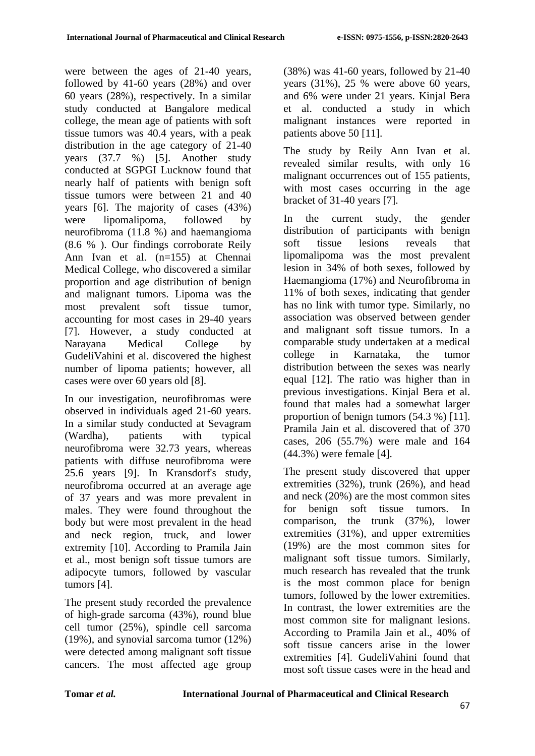were between the ages of 21-40 years, followed by 41-60 years (28%) and over 60 years (28%), respectively. In a similar study conducted at Bangalore medical college, the mean age of patients with soft tissue tumors was 40.4 years, with a peak distribution in the age category of 21-40 years (37.7 %) [5]. Another study conducted at SGPGI Lucknow found that nearly half of patients with benign soft tissue tumors were between 21 and 40 years [6]. The majority of cases (43%) were lipomalipoma, followed by neurofibroma (11.8 %) and haemangioma (8.6 % ). Our findings corroborate Reily Ann Ivan et al. (n=155) at Chennai Medical College, who discovered a similar proportion and age distribution of benign and malignant tumors. Lipoma was the most prevalent soft tissue tumor, accounting for most cases in 29-40 years [7]. However, a study conducted at Narayana Medical College by GudeliVahini et al. discovered the highest number of lipoma patients; however, all cases were over 60 years old [8].

In our investigation, neurofibromas were observed in individuals aged 21-60 years. In a similar study conducted at Sevagram (Wardha), patients with typical neurofibroma were 32.73 years, whereas patients with diffuse neurofibroma were 25.6 years [9]. In Kransdorf's study, neurofibroma occurred at an average age of 37 years and was more prevalent in males. They were found throughout the body but were most prevalent in the head and neck region, truck, and lower extremity [10]. According to Pramila Jain et al., most benign soft tissue tumors are adipocyte tumors, followed by vascular tumors [4].

The present study recorded the prevalence of high-grade sarcoma (43%), round blue cell tumor (25%), spindle cell sarcoma (19%), and synovial sarcoma tumor (12%) were detected among malignant soft tissue cancers. The most affected age group (38%) was 41-60 years, followed by 21-40 years (31%), 25 % were above 60 years, and 6% were under 21 years. Kinjal Bera et al. conducted a study in which malignant instances were reported in patients above 50 [11].

The study by Reily Ann Ivan et al. revealed similar results, with only 16 malignant occurrences out of 155 patients, with most cases occurring in the age bracket of 31-40 years [7].

In the current study, the gender distribution of participants with benign soft tissue lesions reveals that lipomalipoma was the most prevalent lesion in 34% of both sexes, followed by Haemangioma (17%) and Neurofibroma in 11% of both sexes, indicating that gender has no link with tumor type. Similarly, no association was observed between gender and malignant soft tissue tumors. In a comparable study undertaken at a medical college in Karnataka, the tumor distribution between the sexes was nearly equal [12]. The ratio was higher than in previous investigations. Kinjal Bera et al. found that males had a somewhat larger proportion of benign tumors (54.3 %) [11]. Pramila Jain et al. discovered that of 370 cases, 206 (55.7%) were male and 164 (44.3%) were female [4].

The present study discovered that upper extremities (32%), trunk (26%), and head and neck (20%) are the most common sites for benign soft tissue tumors. In comparison, the trunk (37%), lower extremities (31%), and upper extremities (19%) are the most common sites for malignant soft tissue tumors. Similarly, much research has revealed that the trunk is the most common place for benign tumors, followed by the lower extremities. In contrast, the lower extremities are the most common site for malignant lesions. According to Pramila Jain et al., 40% of soft tissue cancers arise in the lower extremities [4]. GudeliVahini found that most soft tissue cases were in the head and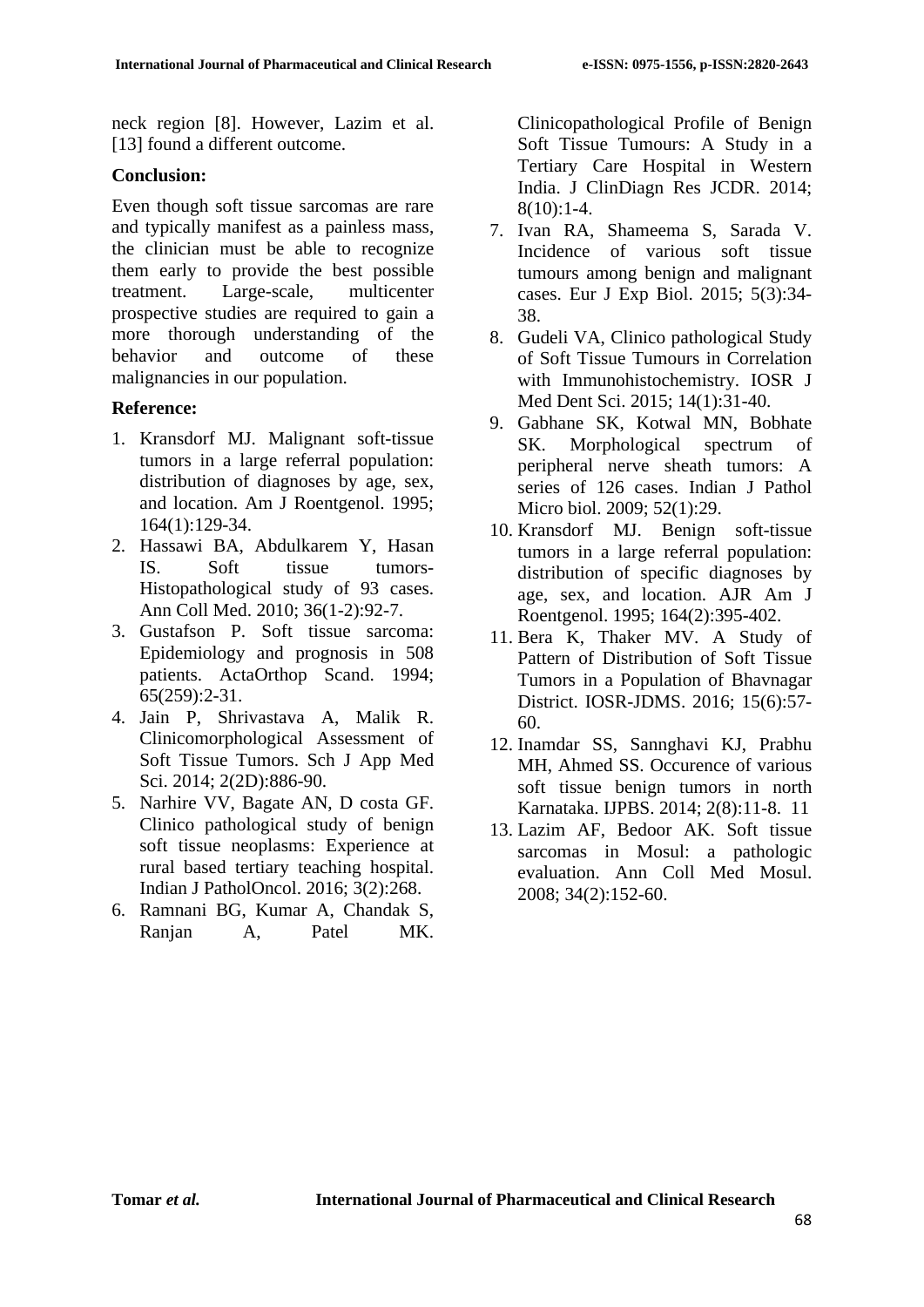neck region [8]. However, Lazim et al. [13] found a different outcome.

**Conclusion:**

Even though soft tissue sarcomas are rare and typically manifest as a painless mass, the clinician must be able to recognize them early to provide the best possible treatment. Large-scale, multicenter prospective studies are required to gain a more thorough understanding of the behavior and outcome of these malignancies in our population.

**Reference:**

1. Kransdorf MJ. Malignant soft-tissue tumors in a large referral population: distribution of diagnoses by age, sex, and location. Am J Roentgenol. 1995; 164(1):129-34.
2. Hassawi BA, Abdulkarem Y, Hasan IS. Soft tissue tumors-Histopathological study of 93 cases. Ann Coll Med. 2010; 36(1-2):92-7.
3. Gustafson P. Soft tissue sarcoma: Epidemiology and prognosis in 508 patients. ActaOrthop Scand. 1994; 65(259):2-31.
4. Jain P, Shrivastava A, Malik R. Clinicomorphological Assessment of Soft Tissue Tumors. Sch J App Med Sci. 2014; 2(2D):886-90.
5. Narhire VV, Bagate AN, D costa GF. Clinico pathological study of benign soft tissue neoplasms: Experience at rural based tertiary teaching hospital. Indian J PatholOncol. 2016; 3(2):268.
6. Ramnani BG, Kumar A, Chandak S, Ranjan A, Patel MK. Clinicopathological Profile of Benign Soft Tissue Tumours: A Study in a Tertiary Care Hospital in Western India. J ClinDiagn Res JCDR. 2014; 8(10):1-4.
7. Ivan RA, Shameema S, Sarada V. Incidence of various soft tissue tumours among benign and malignant cases. Eur J Exp Biol. 2015; 5(3):34-38.
8. Gudeli VA, Clinico pathological Study of Soft Tissue Tumours in Correlation with Immunohistochemistry. IOSR J Med Dent Sci. 2015; 14(1):31-40.
9. Gabhane SK, Kotwal MN, Bobhate SK. Morphological spectrum of peripheral nerve sheath tumors: A series of 126 cases. Indian J Pathol Micro biol. 2009; 52(1):29.
10. Kransdorf MJ. Benign soft-tissue tumors in a large referral population: distribution of specific diagnoses by age, sex, and location. AJR Am J Roentgenol. 1995; 164(2):395-402.
11. Bera K, Thaker MV. A Study of Pattern of Distribution of Soft Tissue Tumors in a Population of Bhavnagar District. IOSR-JDMS. 2016; 15(6):57-60.
12. Inamdar SS, Sannghavi KJ, Prabhu MH, Ahmed SS. Occurence of various soft tissue benign tumors in north Karnataka. IJPBS. 2014; 2(8):11-8. 11
13. Lazim AF, Bedoor AK. Soft tissue sarcomas in Mosul: a pathologic evaluation. Ann Coll Med Mosul. 2008; 34(2):152-60.